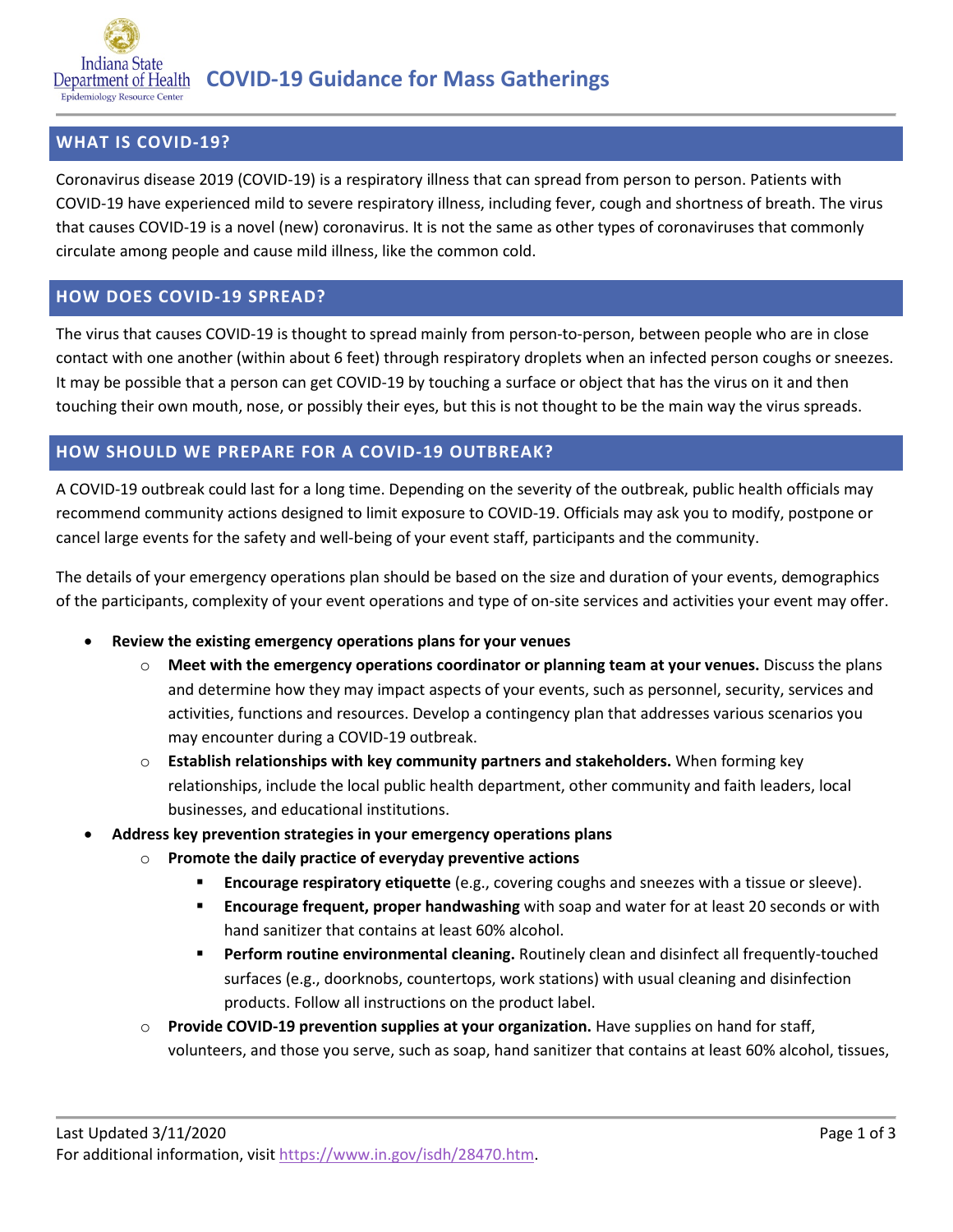# COVID-19 Guidance for Mass Gatherings

## WHAT IS COVID-19?

Coronavirus disease 2019 (COVID-19) is a respiratory illness that can spread from person to person. Patients with COVID-19 have experienced mild to severe respiratory illness, including fever, cough and shortness of breath. The virus that causes COVID-19 is a novel (new) coronavirus. It is not the same as other types of coronaviruses that commonly circulate among people and cause mild illness, like the common cold.

## HOW DOES COVID-19 SPREAD?

The virus that causes COVID-19 is thought to spread mainly from person-to-person, between people who are in close contact with one another (within about 6 feet) through respiratory droplets when an infected person coughs or sneezes. It may be possible that a person can get COVID-19 by touching a surface or object that has the virus on it and then touching their own mouth, nose, or possibly their eyes, but this is not thought to be the main way the virus spreads.

## HOW SHOULD WE PREPARE FOR A COVID-19 OUTBREAK?

A COVID-19 outbreak could last for a long time. Depending on the severity of the outbreak, public health officials may recommend community actions designed to limit exposure to COVID-19. Officials may ask you to modify, postpone or cancel large events for the safety and well-being of your event staff, participants and the community.

The details of your emergency operations plan should be based on the size and duration of your events, demographics of the participants, complexity of your event operations and type of on-site services and activities your event may offer.

- **Review the existing emergency operations plans for your venues**
  - **Meet with the emergency operations coordinator or planning team at your venues.** Discuss the plans and determine how they may impact aspects of your events, such as personnel, security, services and activities, functions and resources. Develop a contingency plan that addresses various scenarios you may encounter during a COVID-19 outbreak.
  - **Establish relationships with key community partners and stakeholders.** When forming key relationships, include the local public health department, other community and faith leaders, local businesses, and educational institutions.
- **Address key prevention strategies in your emergency operations plans**
  - **Promote the daily practice of everyday preventive actions**
    - **Encourage respiratory etiquette** (e.g., covering coughs and sneezes with a tissue or sleeve).
    - **Encourage frequent, proper handwashing** with soap and water for at least 20 seconds or with hand sanitizer that contains at least 60% alcohol.
    - **Perform routine environmental cleaning.** Routinely clean and disinfect all frequently-touched surfaces (e.g., doorknobs, countertops, work stations) with usual cleaning and disinfection products. Follow all instructions on the product label.
  - **Provide COVID-19 prevention supplies at your organization.** Have supplies on hand for staff, volunteers, and those you serve, such as soap, hand sanitizer that contains at least 60% alcohol, tissues,

Last Updated 3/11/2020

For additional information, visit https://www.in.gov/isdh/28470.htm.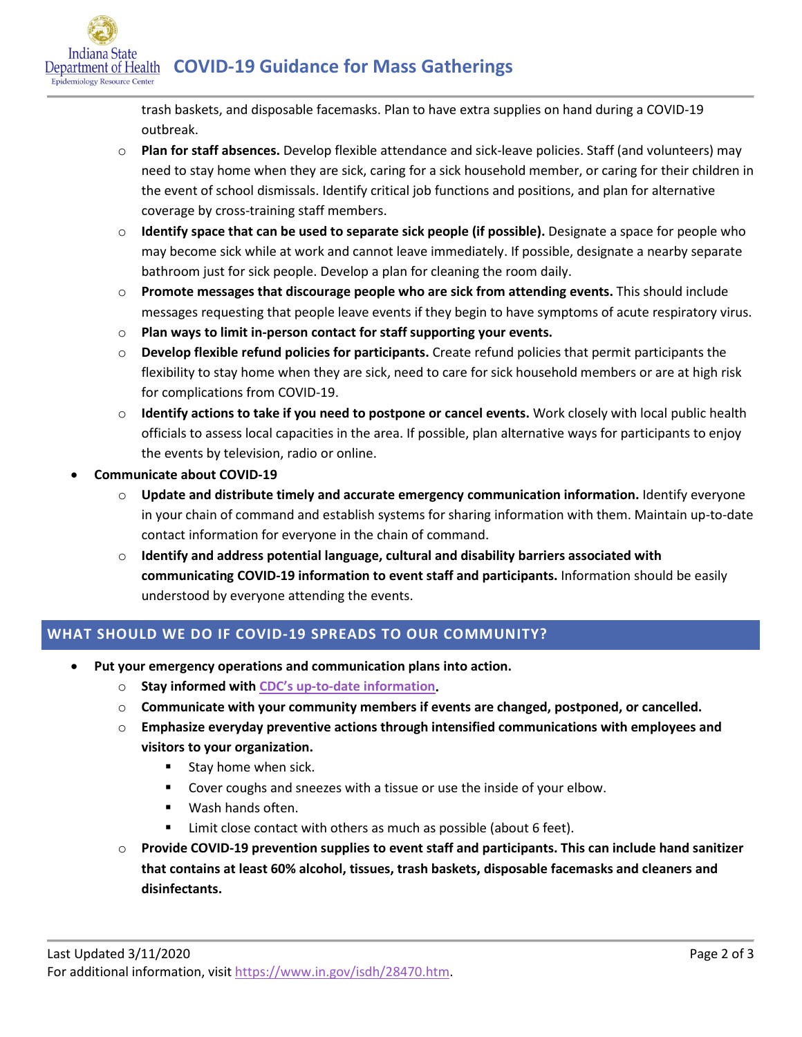trash baskets, and disposable facemasks. Plan to have extra supplies on hand during a COVID-19 outbreak.
  - **Plan for staff absences.** Develop flexible attendance and sick-leave policies. Staff (and volunteers) may need to stay home when they are sick, caring for a sick household member, or caring for their children in the event of school dismissals. Identify critical job functions and positions, and plan for alternative coverage by cross-training staff members.
  - **Identify space that can be used to separate sick people (if possible).** Designate a space for people who may become sick while at work and cannot leave immediately. If possible, designate a nearby separate bathroom just for sick people. Develop a plan for cleaning the room daily.
  - **Promote messages that discourage people who are sick from attending events.** This should include messages requesting that people leave events if they begin to have symptoms of acute respiratory virus.
  - **Plan ways to limit in-person contact for staff supporting your events.**
  - **Develop flexible refund policies for participants.** Create refund policies that permit participants the flexibility to stay home when they are sick, need to care for sick household members or are at high risk for complications from COVID-19.
  - **Identify actions to take if you need to postpone or cancel events.** Work closely with local public health officials to assess local capacities in the area. If possible, plan alternative ways for participants to enjoy the events by television, radio or online.
- **Communicate about COVID-19**
  - **Update and distribute timely and accurate emergency communication information.** Identify everyone in your chain of command and establish systems for sharing information with them. Maintain up-to-date contact information for everyone in the chain of command.
  - **Identify and address potential language, cultural and disability barriers associated with communicating COVID-19 information to event staff and participants.** Information should be easily understood by everyone attending the events.

## WHAT SHOULD WE DO IF COVID-19 SPREADS TO OUR COMMUNITY?

- **Put your emergency operations and communication plans into action.**
  - **Stay informed with CDC's up-to-date information.**
  - **Communicate with your community members if events are changed, postponed, or cancelled.**
  - **Emphasize everyday preventive actions through intensified communications with employees and visitors to your organization.**
    - Stay home when sick.
    - Cover coughs and sneezes with a tissue or use the inside of your elbow.
    - Wash hands often.
    - Limit close contact with others as much as possible (about 6 feet).
  - **Provide COVID-19 prevention supplies to event staff and participants. This can include hand sanitizer that contains at least 60% alcohol, tissues, trash baskets, disposable facemasks and cleaners and disinfectants.**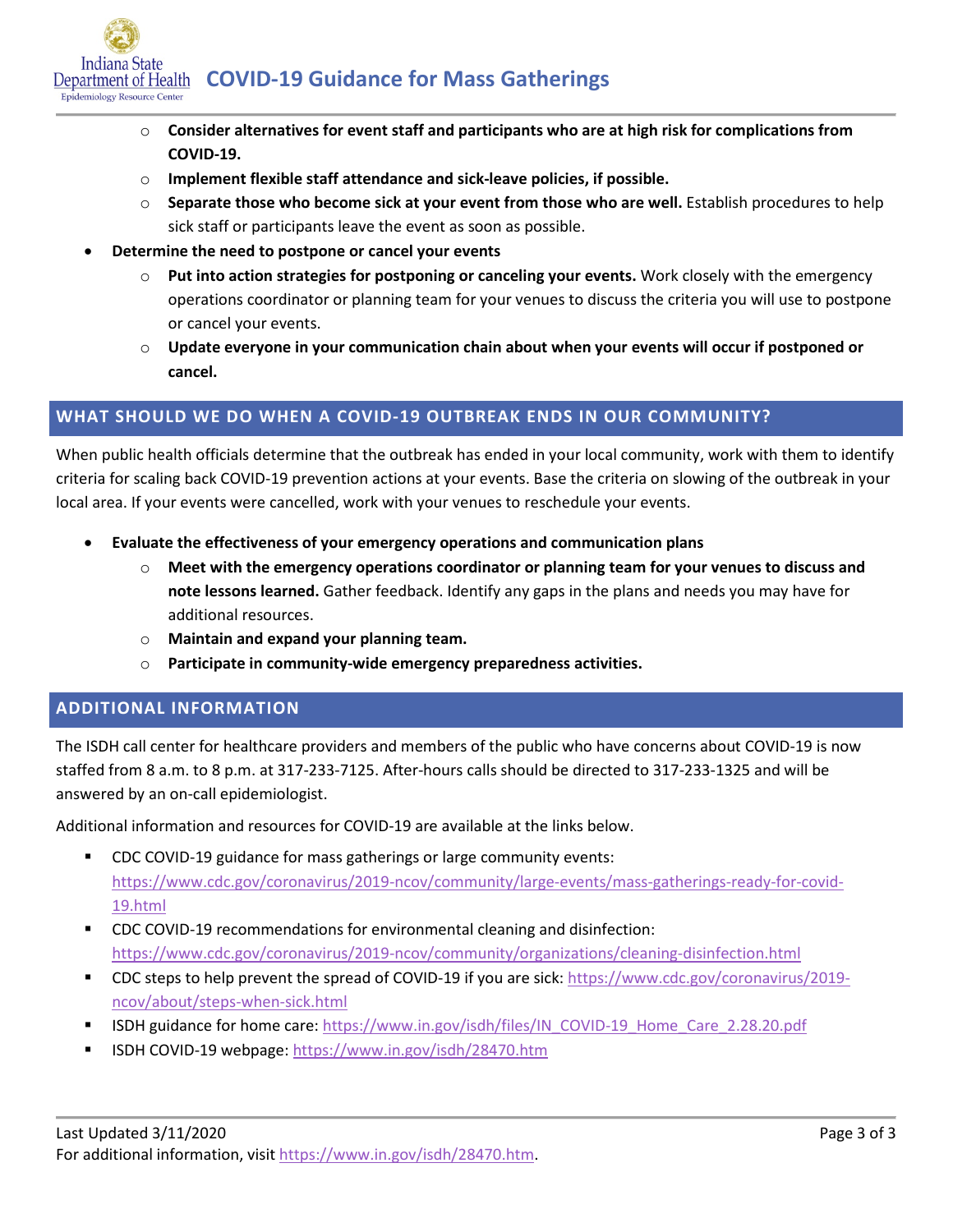- Consider alternatives for event staff and participants who are at high risk for complications from COVID-19.
    - **Implement flexible staff attendance and sick-leave policies, if possible.**
    - **Separate those who become sick at your event from those who are well.** Establish procedures to help sick staff or participants leave the event as soon as possible.
- **Determine the need to postpone or cancel your events**
    - **Put into action strategies for postponing or canceling your events.** Work closely with the emergency operations coordinator or planning team for your venues to discuss the criteria you will use to postpone or cancel your events.
    - **Update everyone in your communication chain about when your events will occur if postponed or cancel.**

## WHAT SHOULD WE DO WHEN A COVID-19 OUTBREAK ENDS IN OUR COMMUNITY?

When public health officials determine that the outbreak has ended in your local community, work with them to identify criteria for scaling back COVID-19 prevention actions at your events. Base the criteria on slowing of the outbreak in your local area. If your events were cancelled, work with your venues to reschedule your events.

- **Evaluate the effectiveness of your emergency operations and communication plans**
    - **Meet with the emergency operations coordinator or planning team for your venues to discuss and note lessons learned.** Gather feedback. Identify any gaps in the plans and needs you may have for additional resources.
    - **Maintain and expand your planning team.**
    - **Participate in community-wide emergency preparedness activities.**

## ADDITIONAL INFORMATION

The ISDH call center for healthcare providers and members of the public who have concerns about COVID-19 is now staffed from 8 a.m. to 8 p.m. at 317-233-7125. After-hours calls should be directed to 317-233-1325 and will be answered by an on-call epidemiologist.

Additional information and resources for COVID-19 are available at the links below.

- CDC COVID-19 guidance for mass gatherings or large community events: https://www.cdc.gov/coronavirus/2019-ncov/community/large-events/mass-gatherings-ready-for-covid-19.html
- CDC COVID-19 recommendations for environmental cleaning and disinfection: https://www.cdc.gov/coronavirus/2019-ncov/community/organizations/cleaning-disinfection.html
- CDC steps to help prevent the spread of COVID-19 if you are sick: https://www.cdc.gov/coronavirus/2019-ncov/about/steps-when-sick.html
- ISDH guidance for home care: https://www.in.gov/isdh/files/IN_COVID-19_Home_Care_2.28.20.pdf
- ISDH COVID-19 webpage: https://www.in.gov/isdh/28470.htm

Last Updated 3/11/2020

For additional information, visit https://www.in.gov/isdh/28470.htm.